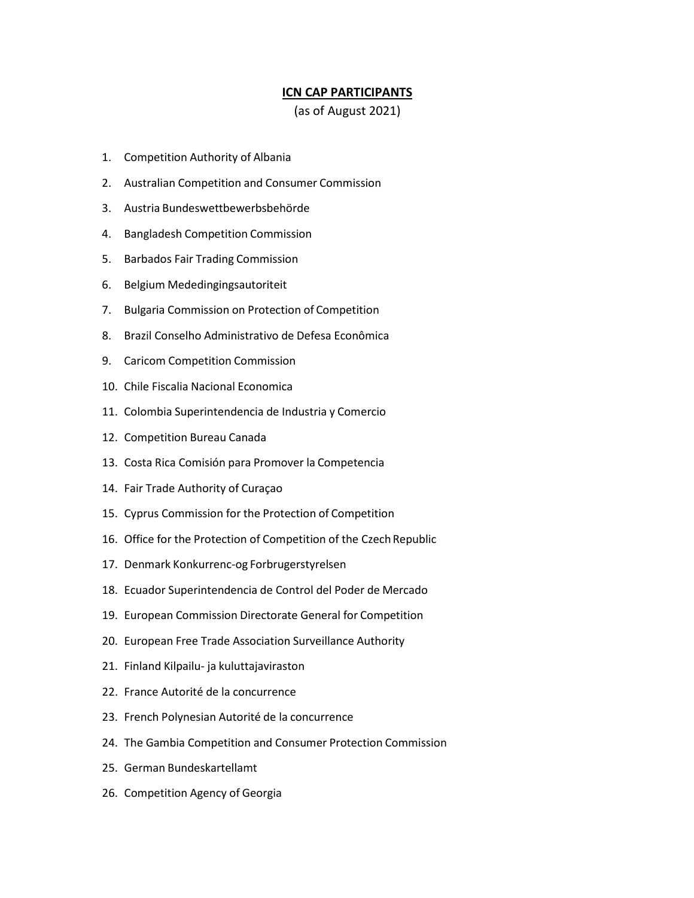# ICN CAP PARTICIPANTS

(as of August 2021)

1. Competition Authority of Albania
2. Australian Competition and Consumer Commission
3. Austria Bundeswettbewerbsbehörde
4. Bangladesh Competition Commission
5. Barbados Fair Trading Commission
6. Belgium Mededingingsautoriteit
7. Bulgaria Commission on Protection of Competition
8. Brazil Conselho Administrativo de Defesa Econômica
9. Caricom Competition Commission
10. Chile Fiscalia Nacional Economica
11. Colombia Superintendencia de Industria y Comercio
12. Competition Bureau Canada
13. Costa Rica Comisión para Promover la Competencia
14. Fair Trade Authority of Curaçao
15. Cyprus Commission for the Protection of Competition
16. Office for the Protection of Competition of the Czech Republic
17. Denmark Konkurrenc-og Forbrugerstyrelsen
18. Ecuador Superintendencia de Control del Poder de Mercado
19. European Commission Directorate General for Competition
20. European Free Trade Association Surveillance Authority
21. Finland Kilpailu- ja kuluttajaviraston
22. France Autorité de la concurrence
23. French Polynesian Autorité de la concurrence
24. The Gambia Competition and Consumer Protection Commission
25. German Bundeskartellamt
26. Competition Agency of Georgia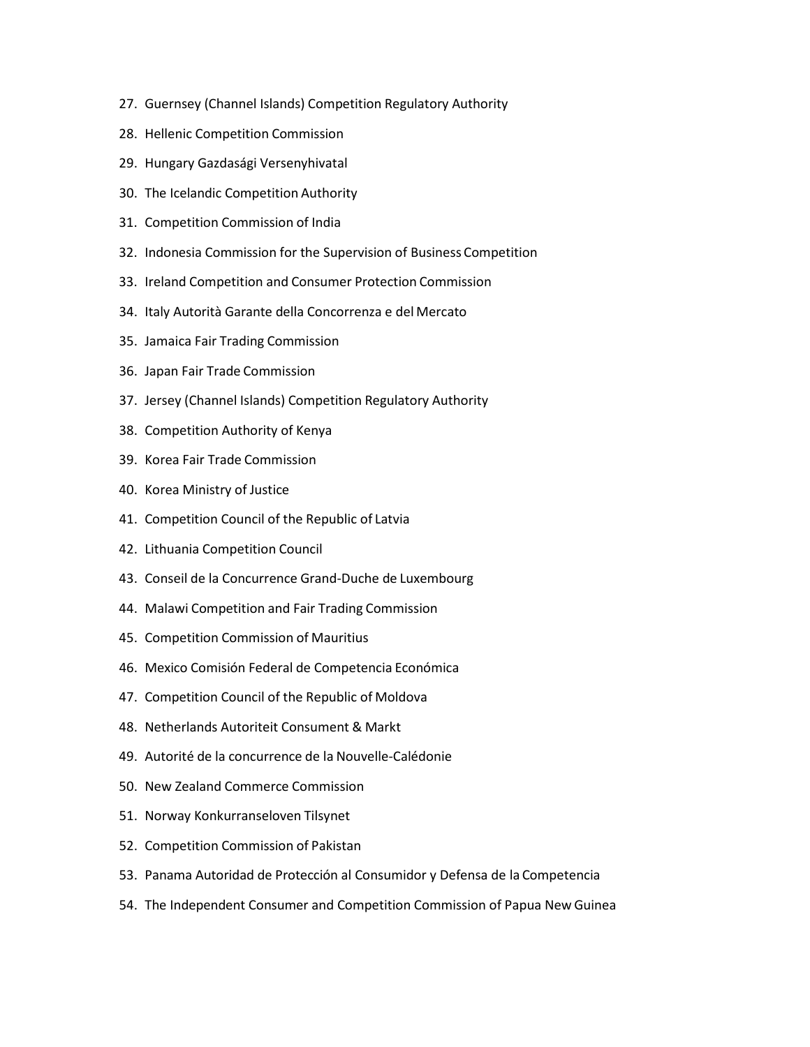27. Guernsey (Channel Islands) Competition Regulatory Authority
28. Hellenic Competition Commission
29. Hungary Gazdasági Versenyhivatal
30. The Icelandic Competition Authority
31. Competition Commission of India
32. Indonesia Commission for the Supervision of Business Competition
33. Ireland Competition and Consumer Protection Commission
34. Italy Autorità Garante della Concorrenza e del Mercato
35. Jamaica Fair Trading Commission
36. Japan Fair Trade Commission
37. Jersey (Channel Islands) Competition Regulatory Authority
38. Competition Authority of Kenya
39. Korea Fair Trade Commission
40. Korea Ministry of Justice
41. Competition Council of the Republic of Latvia
42. Lithuania Competition Council
43. Conseil de la Concurrence Grand-Duche de Luxembourg
44. Malawi Competition and Fair Trading Commission
45. Competition Commission of Mauritius
46. Mexico Comisión Federal de Competencia Económica
47. Competition Council of the Republic of Moldova
48. Netherlands Autoriteit Consument & Markt
49. Autorité de la concurrence de la Nouvelle-Calédonie
50. New Zealand Commerce Commission
51. Norway Konkurranseloven Tilsynet
52. Competition Commission of Pakistan
53. Panama Autoridad de Protección al Consumidor y Defensa de la Competencia
54. The Independent Consumer and Competition Commission of Papua New Guinea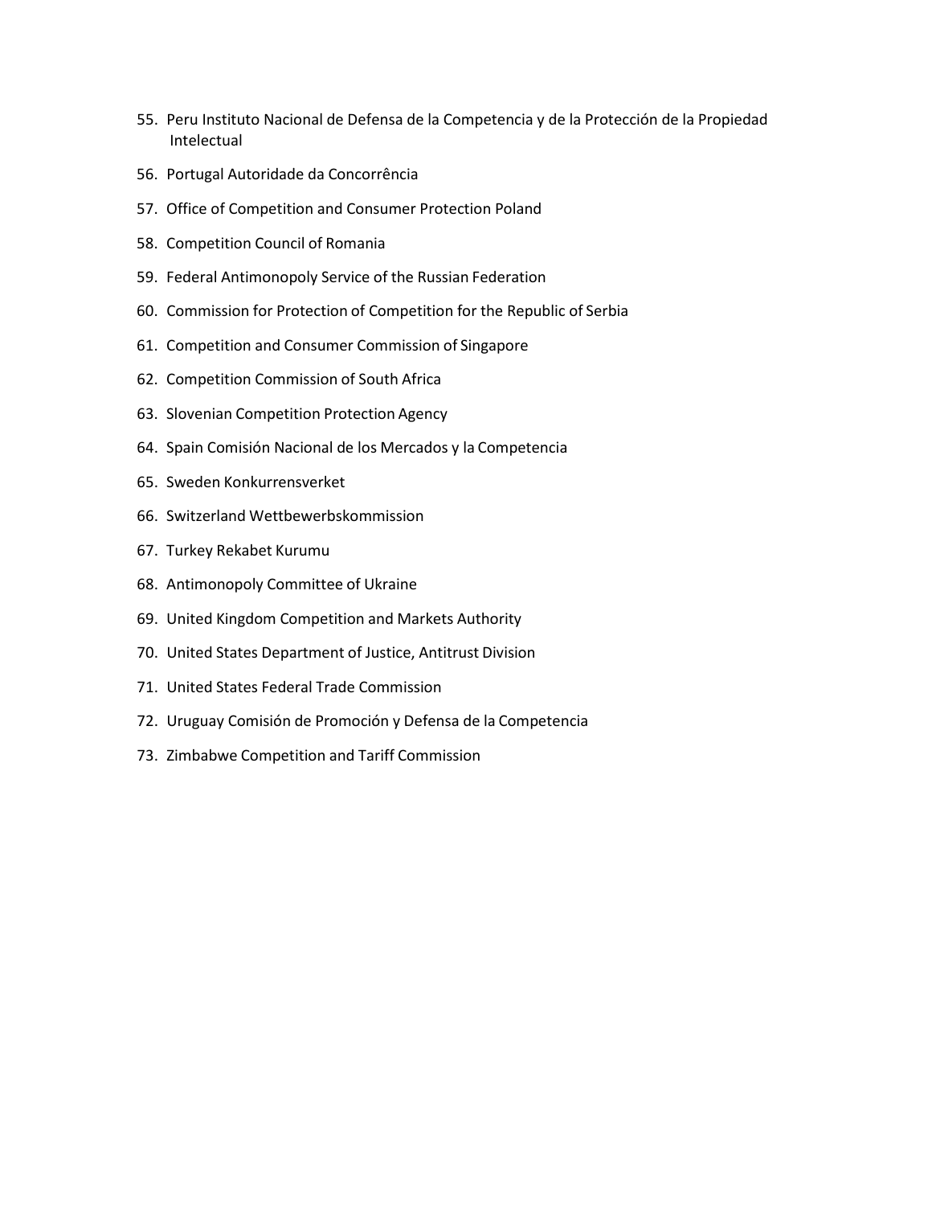55. Peru Instituto Nacional de Defensa de la Competencia y de la Protección de la Propiedad Intelectual
56. Portugal Autoridade da Concorrência
57. Office of Competition and Consumer Protection Poland
58. Competition Council of Romania
59. Federal Antimonopoly Service of the Russian Federation
60. Commission for Protection of Competition for the Republic of Serbia
61. Competition and Consumer Commission of Singapore
62. Competition Commission of South Africa
63. Slovenian Competition Protection Agency
64. Spain Comisión Nacional de los Mercados y la Competencia
65. Sweden Konkurrensverket
66. Switzerland Wettbewerbskommission
67. Turkey Rekabet Kurumu
68. Antimonopoly Committee of Ukraine
69. United Kingdom Competition and Markets Authority
70. United States Department of Justice, Antitrust Division
71. United States Federal Trade Commission
72. Uruguay Comisión de Promoción y Defensa de la Competencia
73. Zimbabwe Competition and Tariff Commission